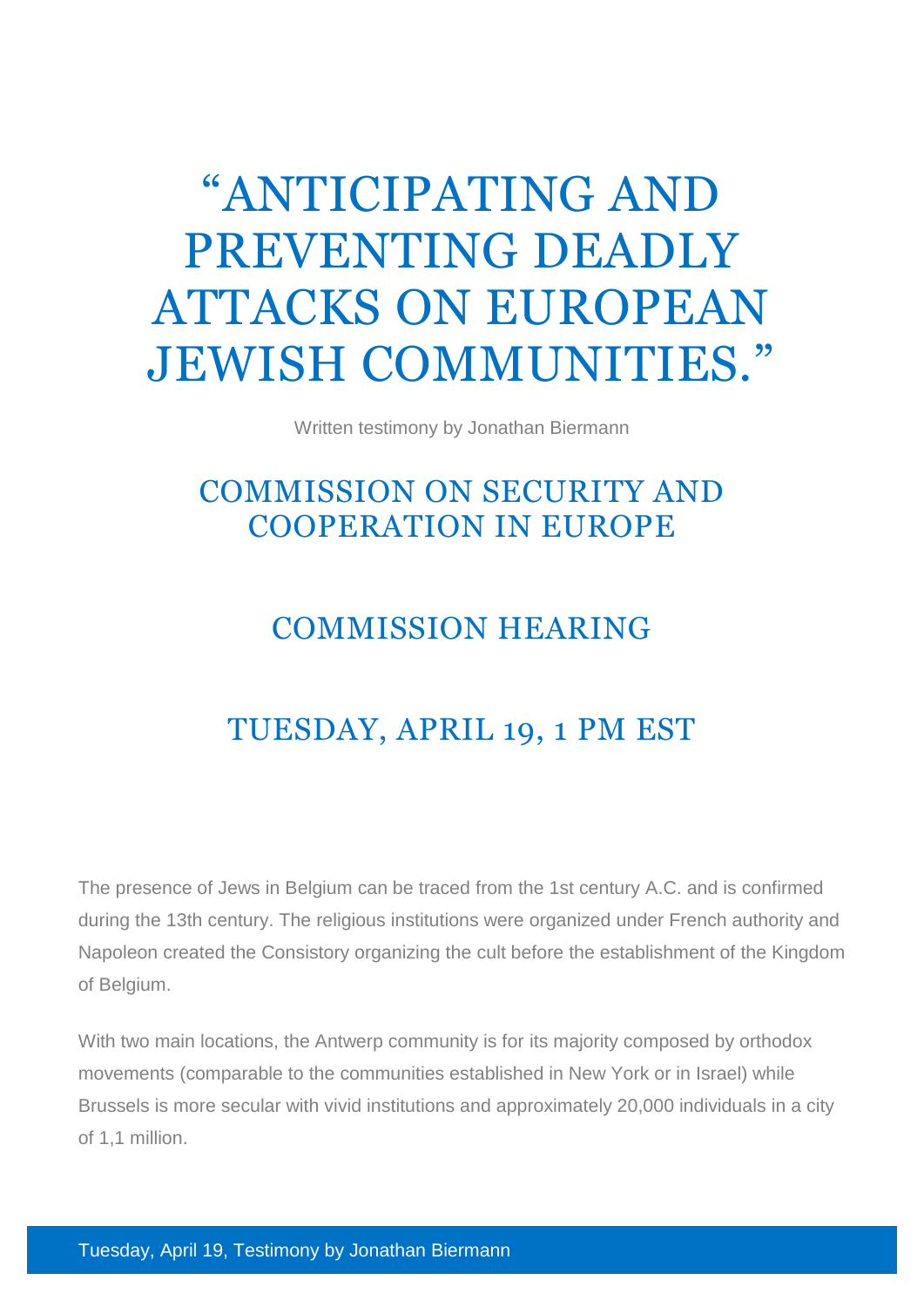# “ANTICIPATING AND PREVENTING DEADLY ATTACKS ON EUROPEAN JEWISH COMMUNITIES.”

Written testimony by Jonathan Biermann

## COMMISSION ON SECURITY AND COOPERATION IN EUROPE

## COMMISSION HEARING

## TUESDAY, APRIL 19, 1 PM EST

The presence of Jews in Belgium can be traced from the 1st century A.C. and is confirmed during the 13th century. The religious institutions were organized under French authority and Napoleon created the Consistory organizing the cult before the establishment of the Kingdom of Belgium.

With two main locations, the Antwerp community is for its majority composed by orthodox movements (comparable to the communities established in New York or in Israel) while Brussels is more secular with vivid institutions and approximately 20,000 individuals in a city of 1,1 million.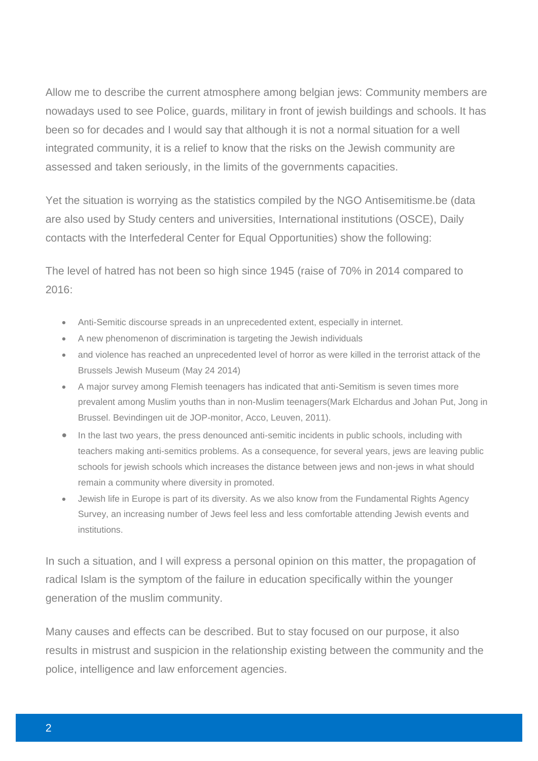Allow me to describe the current atmosphere among belgian jews: Community members are nowadays used to see Police, guards, military in front of jewish buildings and schools. It has been so for decades and I would say that although it is not a normal situation for a well integrated community, it is a relief to know that the risks on the Jewish community are assessed and taken seriously, in the limits of the governments capacities.

Yet the situation is worrying as the statistics compiled by the NGO Antisemitisme.be (data are also used by Study centers and universities, International institutions (OSCE), Daily contacts with the Interfederal Center for Equal Opportunities) show the following:

The level of hatred has not been so high since 1945 (raise of 70% in 2014 compared to 2016:

- Anti-Semitic discourse spreads in an unprecedented extent, especially in internet.
- A new phenomenon of discrimination is targeting the Jewish individuals
- and violence has reached an unprecedented level of horror as were killed in the terrorist attack of the Brussels Jewish Museum (May 24 2014)
- A major survey among Flemish teenagers has indicated that anti-Semitism is seven times more prevalent among Muslim youths than in non-Muslim teenagers(Mark Elchardus and Johan Put, Jong in Brussel. Bevindingen uit de JOP-monitor, Acco, Leuven, 2011).
- In the last two years, the press denounced anti-semitic incidents in public schools, including with teachers making anti-semitics problems. As a consequence, for several years, jews are leaving public schools for jewish schools which increases the distance between jews and non-jews in what should remain a community where diversity in promoted.
- Jewish life in Europe is part of its diversity. As we also know from the Fundamental Rights Agency Survey, an increasing number of Jews feel less and less comfortable attending Jewish events and institutions.

In such a situation, and I will express a personal opinion on this matter, the propagation of radical Islam is the symptom of the failure in education specifically within the younger generation of the muslim community.

Many causes and effects can be described. But to stay focused on our purpose, it also results in mistrust and suspicion in the relationship existing between the community and the police, intelligence and law enforcement agencies.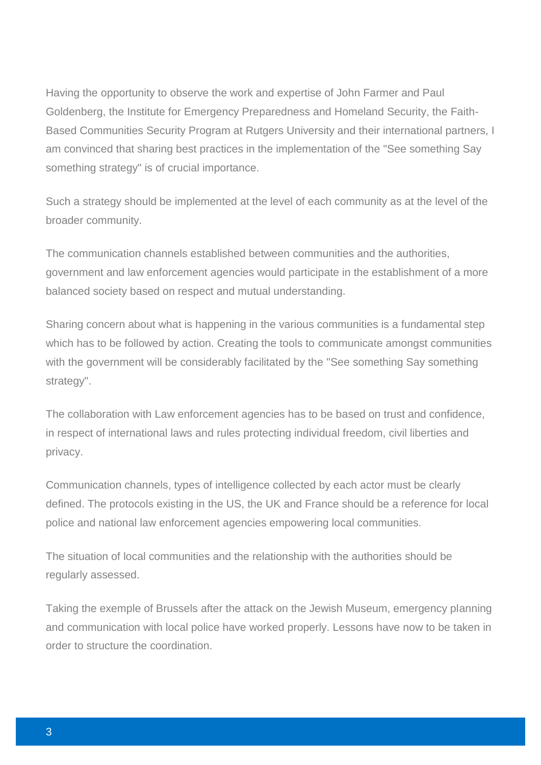Having the opportunity to observe the work and expertise of John Farmer and Paul Goldenberg, the Institute for Emergency Preparedness and Homeland Security, the Faith-Based Communities Security Program at Rutgers University and their international partners, I am convinced that sharing best practices in the implementation of the "See something Say something strategy" is of crucial importance.

Such a strategy should be implemented at the level of each community as at the level of the broader community.

The communication channels established between communities and the authorities, government and law enforcement agencies would participate in the establishment of a more balanced society based on respect and mutual understanding.

Sharing concern about what is happening in the various communities is a fundamental step which has to be followed by action. Creating the tools to communicate amongst communities with the government will be considerably facilitated by the "See something Say something strategy".

The collaboration with Law enforcement agencies has to be based on trust and confidence, in respect of international laws and rules protecting individual freedom, civil liberties and privacy.

Communication channels, types of intelligence collected by each actor must be clearly defined. The protocols existing in the US, the UK and France should be a reference for local police and national law enforcement agencies empowering local communities.

The situation of local communities and the relationship with the authorities should be regularly assessed.

Taking the exemple of Brussels after the attack on the Jewish Museum, emergency planning and communication with local police have worked properly. Lessons have now to be taken in order to structure the coordination.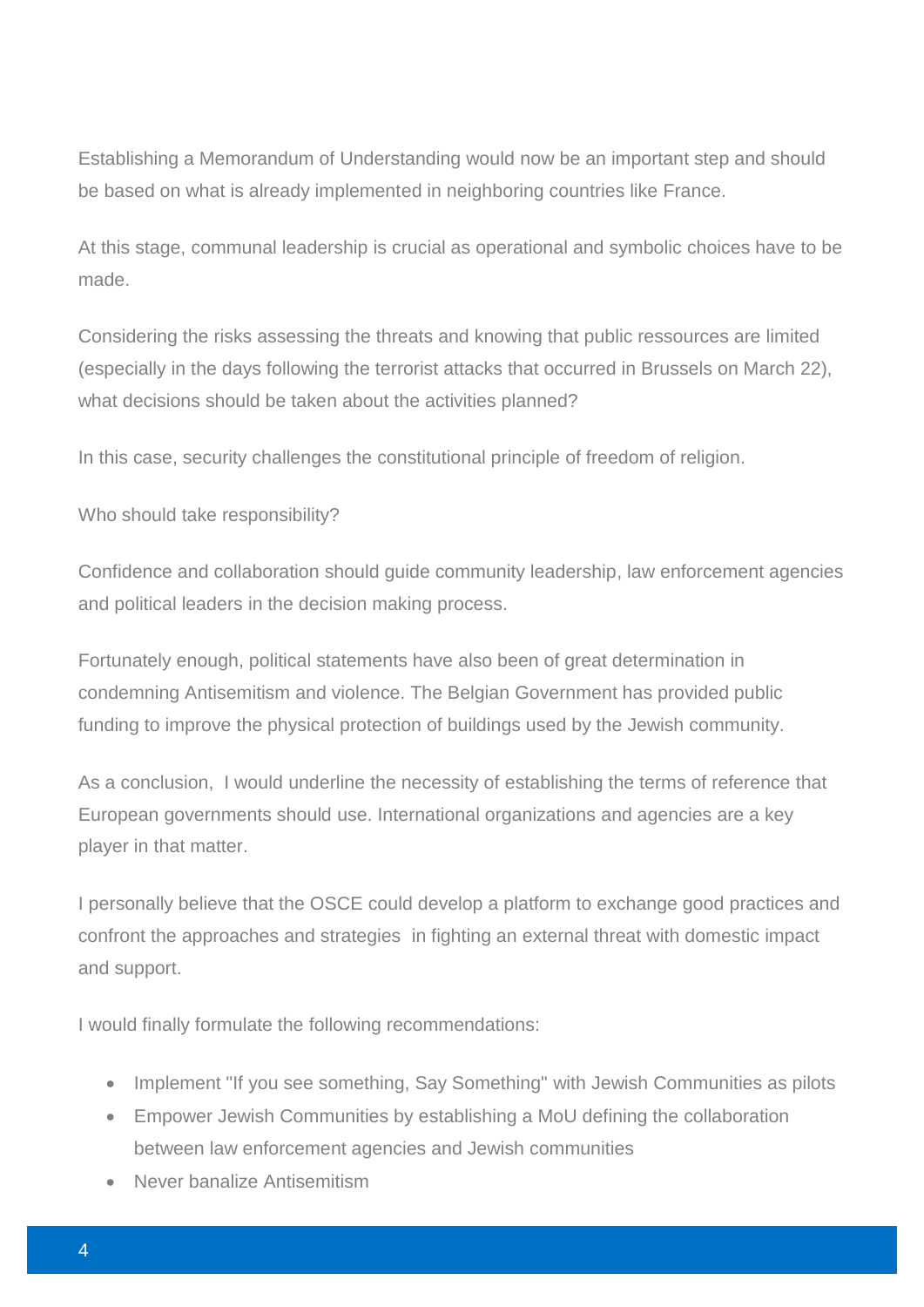Establishing a Memorandum of Understanding would now be an important step and should be based on what is already implemented in neighboring countries like France.

At this stage, communal leadership is crucial as operational and symbolic choices have to be made.

Considering the risks assessing the threats and knowing that public ressources are limited (especially in the days following the terrorist attacks that occurred in Brussels on March 22), what decisions should be taken about the activities planned?

In this case, security challenges the constitutional principle of freedom of religion.

Who should take responsibility?

Confidence and collaboration should guide community leadership, law enforcement agencies and political leaders in the decision making process.

Fortunately enough, political statements have also been of great determination in condemning Antisemitism and violence. The Belgian Government has provided public funding to improve the physical protection of buildings used by the Jewish community.

As a conclusion, I would underline the necessity of establishing the terms of reference that European governments should use. International organizations and agencies are a key player in that matter.

I personally believe that the OSCE could develop a platform to exchange good practices and confront the approaches and strategies in fighting an external threat with domestic impact and support.

I would finally formulate the following recommendations:

- Implement "If you see something, Say Something" with Jewish Communities as pilots
- Empower Jewish Communities by establishing a MoU defining the collaboration between law enforcement agencies and Jewish communities
- Never banalize Antisemitism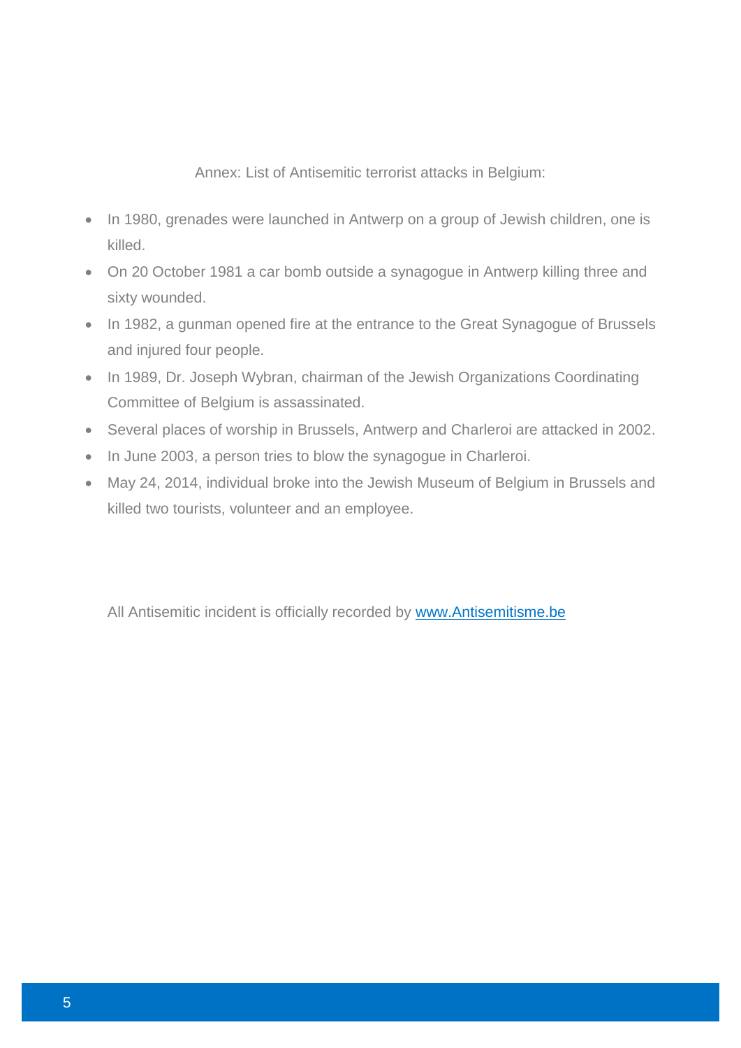Annex: List of Antisemitic terrorist attacks in Belgium:

- In 1980, grenades were launched in Antwerp on a group of Jewish children, one is killed.
- On 20 October 1981 a car bomb outside a synagogue in Antwerp killing three and sixty wounded.
- In 1982, a gunman opened fire at the entrance to the Great Synagogue of Brussels and injured four people.
- In 1989, Dr. Joseph Wybran, chairman of the Jewish Organizations Coordinating Committee of Belgium is assassinated.
- Several places of worship in Brussels, Antwerp and Charleroi are attacked in 2002.
- In June 2003, a person tries to blow the synagogue in Charleroi.
- May 24, 2014, individual broke into the Jewish Museum of Belgium in Brussels and killed two tourists, volunteer and an employee.

All Antisemitic incident is officially recorded by [www.Antisemitisme.be](http://www.Antisemitisme.be)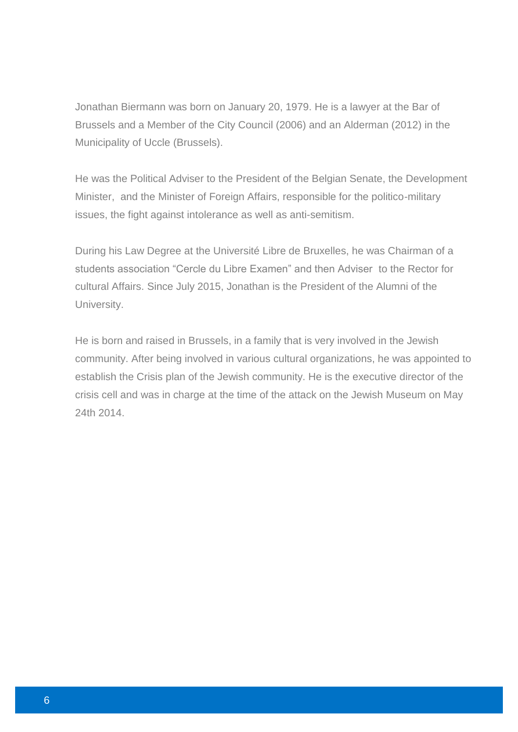Jonathan Biermann was born on January 20, 1979. He is a lawyer at the Bar of Brussels and a Member of the City Council (2006) and an Alderman (2012) in the Municipality of Uccle (Brussels).

He was the Political Adviser to the President of the Belgian Senate, the Development Minister, and the Minister of Foreign Affairs, responsible for the politico-military issues, the fight against intolerance as well as anti-semitism.

During his Law Degree at the Université Libre de Bruxelles, he was Chairman of a students association “Cercle du Libre Examen” and then Adviser to the Rector for cultural Affairs. Since July 2015, Jonathan is the President of the Alumni of the University.

He is born and raised in Brussels, in a family that is very involved in the Jewish community. After being involved in various cultural organizations, he was appointed to establish the Crisis plan of the Jewish community. He is the executive director of the crisis cell and was in charge at the time of the attack on the Jewish Museum on May 24th 2014.